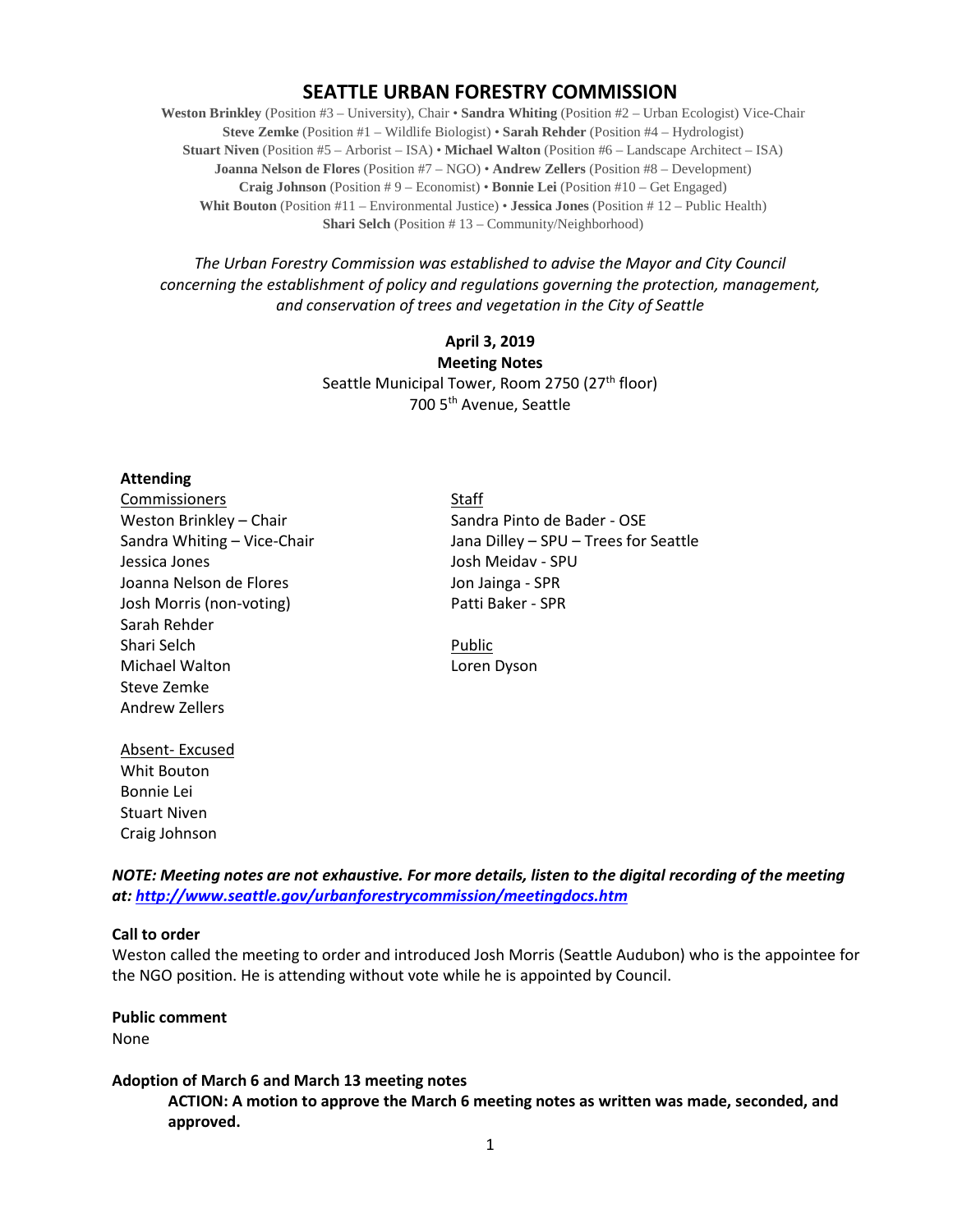# SEATTLE URBAN FORESTRY COMMISSION

**Weston Brinkley** (Position #3 – University), Chair • **Sandra Whiting** (Position #2 – Urban Ecologist) Vice-Chair
**Steve Zemke** (Position #1 – Wildlife Biologist) • **Sarah Rehder** (Position #4 – Hydrologist)
**Stuart Niven** (Position #5 – Arborist – ISA) • **Michael Walton** (Position #6 – Landscape Architect – ISA)
**Joanna Nelson de Flores** (Position #7 – NGO) • **Andrew Zellers** (Position #8 – Development)
**Craig Johnson** (Position # 9 – Economist) • **Bonnie Lei** (Position #10 – Get Engaged)
**Whit Bouton** (Position #11 – Environmental Justice) • **Jessica Jones** (Position # 12 – Public Health)
**Shari Selch** (Position # 13 – Community/Neighborhood)

*The Urban Forestry Commission was established to advise the Mayor and City Council concerning the establishment of policy and regulations governing the protection, management, and conservation of trees and vegetation in the City of Seattle*

**April 3, 2019**
**Meeting Notes**
Seattle Municipal Tower, Room 2750 (27th floor)
700 5th Avenue, Seattle

**Attending**

Commissioners
Weston Brinkley – Chair
Sandra Whiting – Vice-Chair
Jessica Jones
Joanna Nelson de Flores
Josh Morris (non-voting)
Sarah Rehder
Shari Selch
Michael Walton
Steve Zemke
Andrew Zellers

Staff
Sandra Pinto de Bader - OSE
Jana Dilley – SPU – Trees for Seattle
Josh Meidav - SPU
Jon Jainga - SPR
Patti Baker - SPR

Public
Loren Dyson

Absent- Excused
Whit Bouton
Bonnie Lei
Stuart Niven
Craig Johnson

***NOTE: Meeting notes are not exhaustive. For more details, listen to the digital recording of the meeting at: http://www.seattle.gov/urbanforestrycommission/meetingdocs.htm***

**Call to order**
Weston called the meeting to order and introduced Josh Morris (Seattle Audubon) who is the appointee for the NGO position. He is attending without vote while he is appointed by Council.

**Public comment**
None

**Adoption of March 6 and March 13 meeting notes**

**ACTION: A motion to approve the March 6 meeting notes as written was made, seconded, and approved.**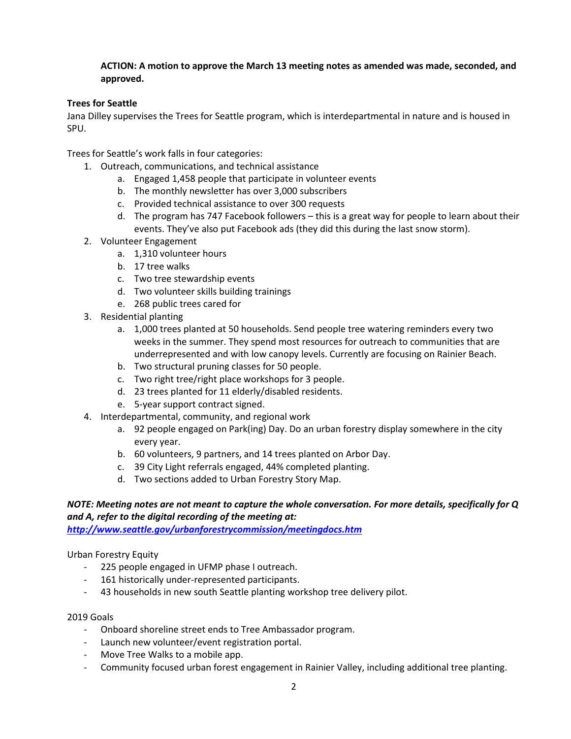**ACTION: A motion to approve the March 13 meeting notes as amended was made, seconded, and approved.**

**Trees for Seattle**

Jana Dilley supervises the Trees for Seattle program, which is interdepartmental in nature and is housed in SPU.

Trees for Seattle's work falls in four categories:

1. Outreach, communications, and technical assistance
    a. Engaged 1,458 people that participate in volunteer events
    b. The monthly newsletter has over 3,000 subscribers
    c. Provided technical assistance to over 300 requests
    d. The program has 747 Facebook followers – this is a great way for people to learn about their events. They've also put Facebook ads (they did this during the last snow storm).
2. Volunteer Engagement
    a. 1,310 volunteer hours
    b. 17 tree walks
    c. Two tree stewardship events
    d. Two volunteer skills building trainings
    e. 268 public trees cared for
3. Residential planting
    a. 1,000 trees planted at 50 households. Send people tree watering reminders every two weeks in the summer. They spend most resources for outreach to communities that are underrepresented and with low canopy levels. Currently are focusing on Rainier Beach.
    b. Two structural pruning classes for 50 people.
    c. Two right tree/right place workshops for 3 people.
    d. 23 trees planted for 11 elderly/disabled residents.
    e. 5-year support contract signed.
4. Interdepartmental, community, and regional work
    a. 92 people engaged on Park(ing) Day. Do an urban forestry display somewhere in the city every year.
    b. 60 volunteers, 9 partners, and 14 trees planted on Arbor Day.
    c. 39 City Light referrals engaged, 44% completed planting.
    d. Two sections added to Urban Forestry Story Map.

***NOTE: Meeting notes are not meant to capture the whole conversation. For more details, specifically for Q and A, refer to the digital recording of the meeting at:***
***http://www.seattle.gov/urbanforestrycommission/meetingdocs.htm***

Urban Forestry Equity

- 225 people engaged in UFMP phase I outreach.
- 161 historically under-represented participants.
- 43 households in new south Seattle planting workshop tree delivery pilot.

2019 Goals

- Onboard shoreline street ends to Tree Ambassador program.
- Launch new volunteer/event registration portal.
- Move Tree Walks to a mobile app.
- Community focused urban forest engagement in Rainier Valley, including additional tree planting.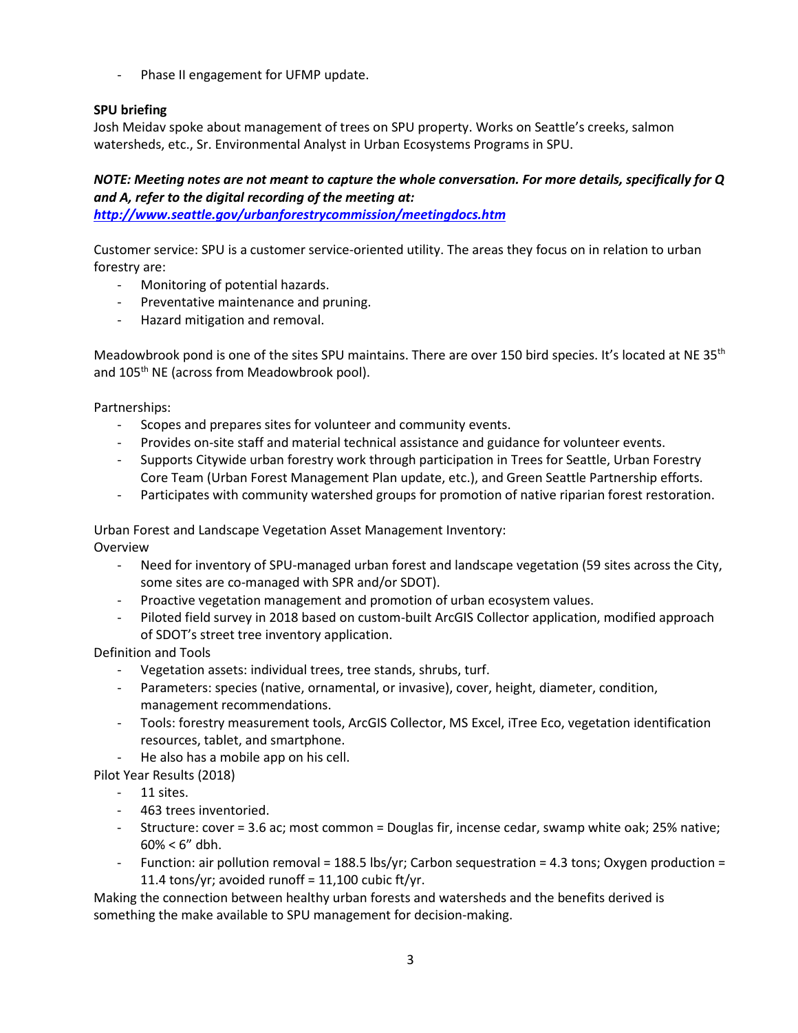- Phase II engagement for UFMP update.

**SPU briefing**

Josh Meidav spoke about management of trees on SPU property. Works on Seattle's creeks, salmon watersheds, etc., Sr. Environmental Analyst in Urban Ecosystems Programs in SPU.

***NOTE: Meeting notes are not meant to capture the whole conversation. For more details, specifically for Q and A, refer to the digital recording of the meeting at:***
***http://www.seattle.gov/urbanforestrycommission/meetingdocs.htm***

Customer service: SPU is a customer service-oriented utility. The areas they focus on in relation to urban forestry are:

- Monitoring of potential hazards.
- Preventative maintenance and pruning.
- Hazard mitigation and removal.

Meadowbrook pond is one of the sites SPU maintains. There are over 150 bird species. It's located at NE 35th and 105th NE (across from Meadowbrook pool).

Partnerships:

- Scopes and prepares sites for volunteer and community events.
- Provides on-site staff and material technical assistance and guidance for volunteer events.
- Supports Citywide urban forestry work through participation in Trees for Seattle, Urban Forestry Core Team (Urban Forest Management Plan update, etc.), and Green Seattle Partnership efforts.
- Participates with community watershed groups for promotion of native riparian forest restoration.

Urban Forest and Landscape Vegetation Asset Management Inventory:
Overview

- Need for inventory of SPU-managed urban forest and landscape vegetation (59 sites across the City, some sites are co-managed with SPR and/or SDOT).
- Proactive vegetation management and promotion of urban ecosystem values.
- Piloted field survey in 2018 based on custom-built ArcGIS Collector application, modified approach of SDOT's street tree inventory application.

Definition and Tools

- Vegetation assets: individual trees, tree stands, shrubs, turf.
- Parameters: species (native, ornamental, or invasive), cover, height, diameter, condition, management recommendations.
- Tools: forestry measurement tools, ArcGIS Collector, MS Excel, iTree Eco, vegetation identification resources, tablet, and smartphone.
- He also has a mobile app on his cell.

Pilot Year Results (2018)

- 11 sites.
- 463 trees inventoried.
- Structure: cover = 3.6 ac; most common = Douglas fir, incense cedar, swamp white oak; 25% native; 60% < 6" dbh.
- Function: air pollution removal = 188.5 lbs/yr; Carbon sequestration = 4.3 tons; Oxygen production = 11.4 tons/yr; avoided runoff = 11,100 cubic ft/yr.

Making the connection between healthy urban forests and watersheds and the benefits derived is something the make available to SPU management for decision-making.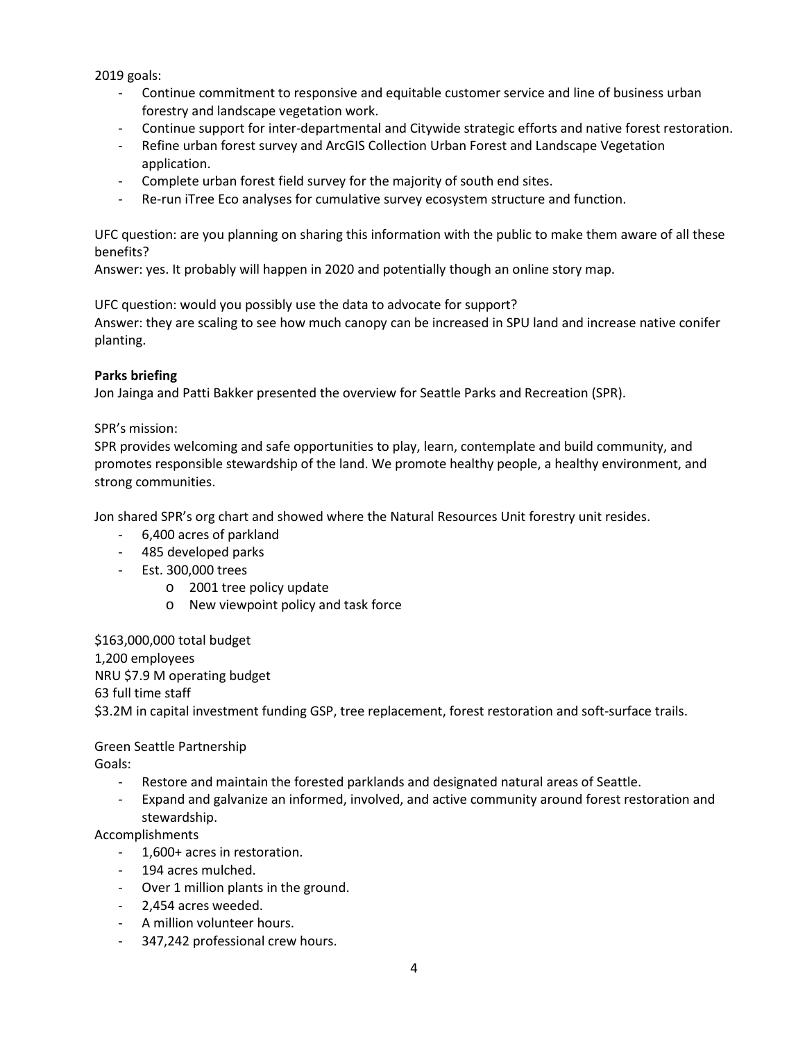2019 goals:

- Continue commitment to responsive and equitable customer service and line of business urban forestry and landscape vegetation work.
- Continue support for inter-departmental and Citywide strategic efforts and native forest restoration.
- Refine urban forest survey and ArcGIS Collection Urban Forest and Landscape Vegetation application.
- Complete urban forest field survey for the majority of south end sites.
- Re-run iTree Eco analyses for cumulative survey ecosystem structure and function.

UFC question: are you planning on sharing this information with the public to make them aware of all these benefits?
Answer: yes. It probably will happen in 2020 and potentially though an online story map.

UFC question: would you possibly use the data to advocate for support?
Answer: they are scaling to see how much canopy can be increased in SPU land and increase native conifer planting.

**Parks briefing**

Jon Jainga and Patti Bakker presented the overview for Seattle Parks and Recreation (SPR).

SPR's mission:
SPR provides welcoming and safe opportunities to play, learn, contemplate and build community, and promotes responsible stewardship of the land. We promote healthy people, a healthy environment, and strong communities.

Jon shared SPR's org chart and showed where the Natural Resources Unit forestry unit resides.

- 6,400 acres of parkland
- 485 developed parks
- Est. 300,000 trees
  - 2001 tree policy update
  - New viewpoint policy and task force

$163,000,000 total budget
1,200 employees
NRU $7.9 M operating budget
63 full time staff
$3.2M in capital investment funding GSP, tree replacement, forest restoration and soft-surface trails.

Green Seattle Partnership
Goals:

- Restore and maintain the forested parklands and designated natural areas of Seattle.
- Expand and galvanize an informed, involved, and active community around forest restoration and stewardship.

Accomplishments

- 1,600+ acres in restoration.
- 194 acres mulched.
- Over 1 million plants in the ground.
- 2,454 acres weeded.
- A million volunteer hours.
- 347,242 professional crew hours.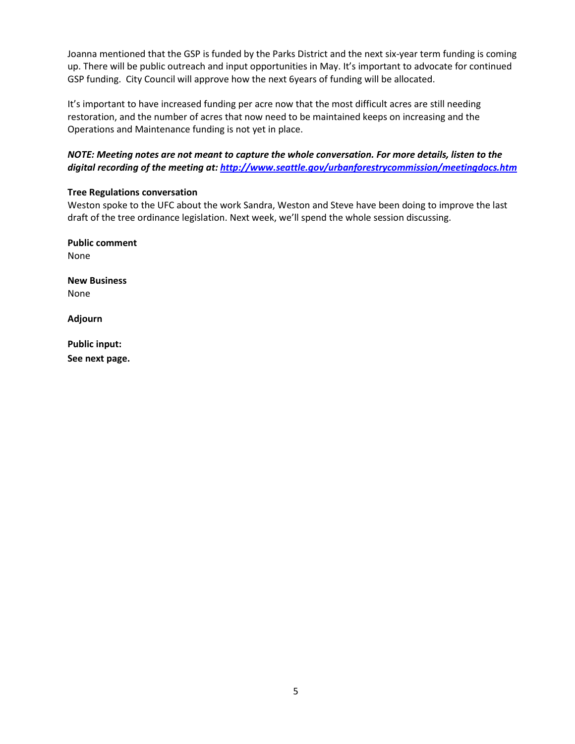Joanna mentioned that the GSP is funded by the Parks District and the next six-year term funding is coming up. There will be public outreach and input opportunities in May. It's important to advocate for continued GSP funding. City Council will approve how the next 6years of funding will be allocated.

It's important to have increased funding per acre now that the most difficult acres are still needing restoration, and the number of acres that now need to be maintained keeps on increasing and the Operations and Maintenance funding is not yet in place.

***NOTE: Meeting notes are not meant to capture the whole conversation. For more details, listen to the digital recording of the meeting at: [http://www.seattle.gov/urbanforestrycommission/meetingdocs.htm](http://www.seattle.gov/urbanforestrycommission/meetingdocs.htm)***

**Tree Regulations conversation**
Weston spoke to the UFC about the work Sandra, Weston and Steve have been doing to improve the last draft of the tree ordinance legislation. Next week, we'll spend the whole session discussing.

**Public comment**
None

**New Business**
None

**Adjourn**

**Public input:**
**See next page.**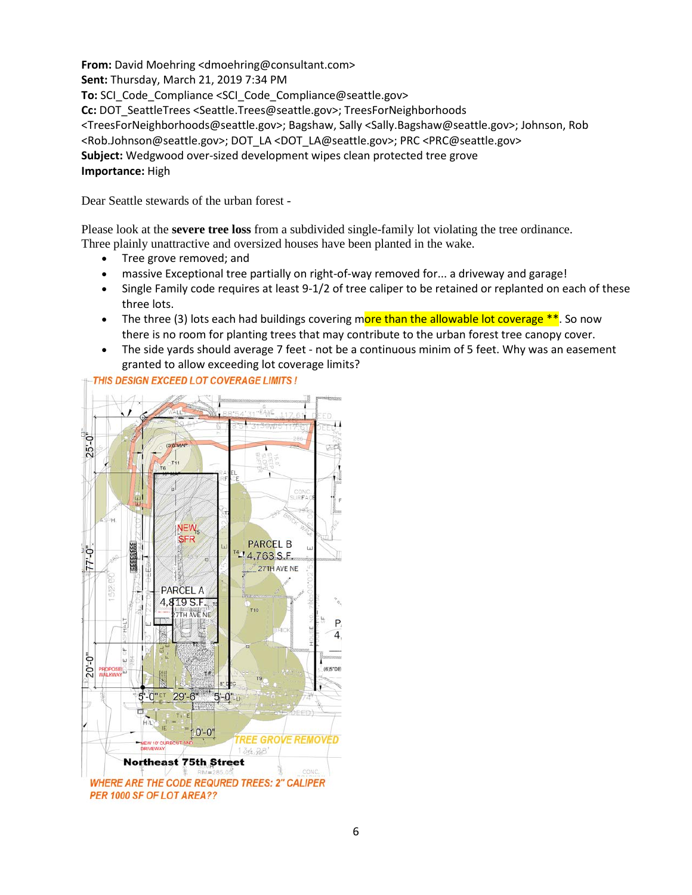**From:** David Moehring <dmoehring@consultant.com>
**Sent:** Thursday, March 21, 2019 7:34 PM
**To:** SCI_Code_Compliance <SCI_Code_Compliance@seattle.gov>
**Cc:** DOT_SeattleTrees <Seattle.Trees@seattle.gov>; TreesForNeighborhoods <TreesForNeighborhoods@seattle.gov>; Bagshaw, Sally <Sally.Bagshaw@seattle.gov>; Johnson, Rob <Rob.Johnson@seattle.gov>; DOT_LA <DOT_LA@seattle.gov>; PRC <PRC@seattle.gov>
**Subject:** Wedgwood over-sized development wipes clean protected tree grove
**Importance:** High

Dear Seattle stewards of the urban forest -

Please look at the **severe tree loss** from a subdivided single-family lot violating the tree ordinance. Three plainly unattractive and oversized houses have been planted in the wake.

- Tree grove removed; and
- massive Exceptional tree partially on right-of-way removed for... a driveway and garage!
- Single Family code requires at least 9-1/2 of tree caliper to be retained or replanted on each of these three lots.
- The three (3) lots each had buildings covering more than the allowable lot coverage **. So now there is no room for planting trees that may contribute to the urban forest tree canopy cover.
- The side yards should average 7 feet - not be a continuous minim of 5 feet. Why was an easement granted to allow exceeding lot coverage limits?

THIS DESIGN EXCEED LOT COVERAGE LIMITS !

NEW SFR

PARCEL A 4,819 S.F. 27TH AVE NE

PARCEL B 4,763 S.F. 27TH AVE NE

25'-0" 77'-0" 20'-0" 5'-0" 29'-6" 5'-0" 10'-0"

TREE GROVE REMOVED

Northeast 75th Street

WHERE ARE THE CODE REQURED TREES: 2" CALIPER PER 1000 SF OF LOT AREA??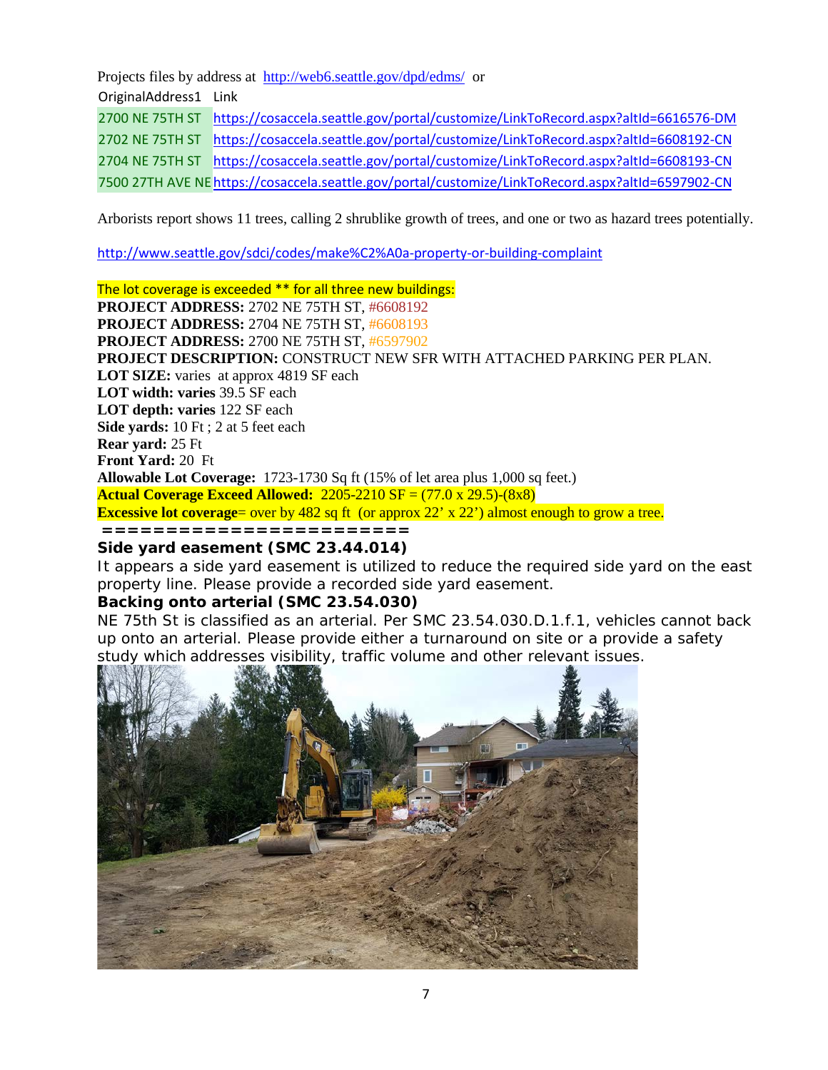Projects files by address at http://web6.seattle.gov/dpd/edms/ or

| OriginalAddress1 | Link |
| --- | --- |
| 2700 NE 75TH ST | https://cosaccela.seattle.gov/portal/customize/LinkToRecord.aspx?altId=6616576-DM |
| 2702 NE 75TH ST | https://cosaccela.seattle.gov/portal/customize/LinkToRecord.aspx?altId=6608192-CN |
| 2704 NE 75TH ST | https://cosaccela.seattle.gov/portal/customize/LinkToRecord.aspx?altId=6608193-CN |
| 7500 27TH AVE NE | https://cosaccela.seattle.gov/portal/customize/LinkToRecord.aspx?altId=6597902-CN |

Arborists report shows 11 trees, calling 2 shrublike growth of trees, and one or two as hazard trees potentially.

http://www.seattle.gov/sdci/codes/make%C2%A0a-property-or-building-complaint

The lot coverage is exceeded ** for all three new buildings:

**PROJECT ADDRESS:** 2702 NE 75TH ST, #6608192
**PROJECT ADDRESS:** 2704 NE 75TH ST, #6608193
**PROJECT ADDRESS:** 2700 NE 75TH ST, #6597902
**PROJECT DESCRIPTION:** CONSTRUCT NEW SFR WITH ATTACHED PARKING PER PLAN.
**LOT SIZE:** varies at approx 4819 SF each
**LOT width: varies** 39.5 SF each
**LOT depth: varies** 122 SF each
**Side yards:** 10 Ft ; 2 at 5 feet each
**Rear yard:** 25 Ft
**Front Yard:** 20 Ft
**Allowable Lot Coverage:** 1723-1730 Sq ft (15% of let area plus 1,000 sq feet.)
**Actual Coverage Exceed Allowed:** 2205-2210 SF = (77.0 x 29.5)-(8x8)
**Excessive lot coverage**= over by 482 sq ft (or approx 22' x 22') almost enough to grow a tree.

======================

**Side yard easement (SMC 23.44.014)**

It appears a side yard easement is utilized to reduce the required side yard on the east property line. Please provide a recorded side yard easement.

**Backing onto arterial (SMC 23.54.030)**

NE 75th St is classified as an arterial. Per SMC 23.54.030.D.1.f.1, vehicles cannot back up onto an arterial. Please provide either a turnaround on site or a provide a safety study which addresses visibility, traffic volume and other relevant issues.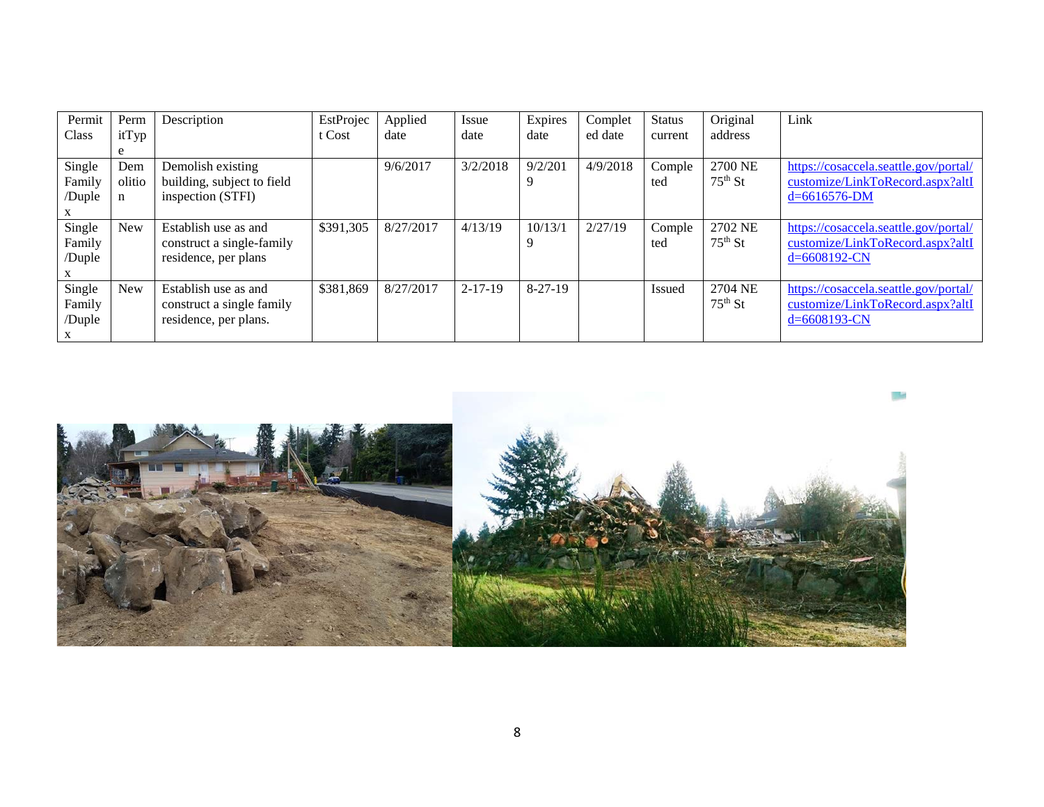| Permit Class | PermitType | Description | EstProject Cost | Applied date | Issue date | Expires date | Completed date | Status current | Original address | Link |
|---|---|---|---|---|---|---|---|---|---|---|
| Single Family/Duplex | Demolition | Demolish existing building, subject to field inspection (STFI) | | 9/6/2017 | 3/2/2018 | 9/2/2019 | 4/9/2018 | Completed | 2700 NE 75th St | https://cosaccela.seattle.gov/portal/customize/LinkToRecord.aspx?altId=6616576-DM |
| Single Family/Duplex | New | Establish use as and construct a single-family residence, per plans | $391,305 | 8/27/2017 | 4/13/19 | 10/13/19 | 2/27/19 | Completed | 2702 NE 75th St | https://cosaccela.seattle.gov/portal/customize/LinkToRecord.aspx?altId=6608192-CN |
| Single Family/Duplex | New | Establish use as and construct a single family residence, per plans. | $381,869 | 8/27/2017 | 2-17-19 | 8-27-19 | | Issued | 2704 NE 75th St | https://cosaccela.seattle.gov/portal/customize/LinkToRecord.aspx?altId=6608193-CN |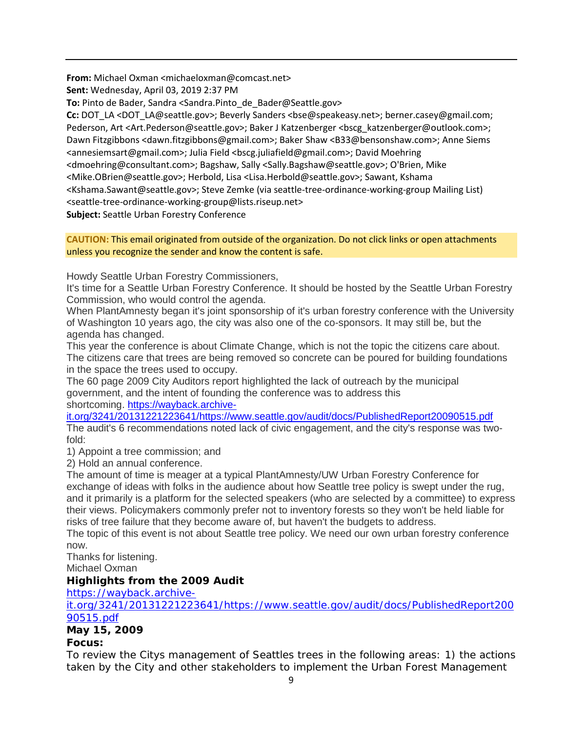**From:** Michael Oxman <michaeloxman@comcast.net>
**Sent:** Wednesday, April 03, 2019 2:37 PM
**To:** Pinto de Bader, Sandra <Sandra.Pinto_de_Bader@Seattle.gov>
**Cc:** DOT_LA <DOT_LA@seattle.gov>; Beverly Sanders <bse@speakeasy.net>; berner.casey@gmail.com; Pederson, Art <Art.Pederson@seattle.gov>; Baker J Katzenberger <bscg_katzenberger@outlook.com>; Dawn Fitzgibbons <dawn.fitzgibbons@gmail.com>; Baker Shaw <B33@bensonshaw.com>; Anne Siems <annesiemsart@gmail.com>; Julia Field <bscg.juliafield@gmail.com>; David Moehring <dmoehring@consultant.com>; Bagshaw, Sally <Sally.Bagshaw@seattle.gov>; O'Brien, Mike <Mike.OBrien@seattle.gov>; Herbold, Lisa <Lisa.Herbold@seattle.gov>; Sawant, Kshama <Kshama.Sawant@seattle.gov>; Steve Zemke (via seattle-tree-ordinance-working-group Mailing List) <seattle-tree-ordinance-working-group@lists.riseup.net>
**Subject:** Seattle Urban Forestry Conference

**CAUTION:** This email originated from outside of the organization. Do not click links or open attachments unless you recognize the sender and know the content is safe.

Howdy Seattle Urban Forestry Commissioners,
It's time for a Seattle Urban Forestry Conference. It should be hosted by the Seattle Urban Forestry Commission, who would control the agenda.
When PlantAmnesty began it's joint sponsorship of it's urban forestry conference with the University of Washington 10 years ago, the city was also one of the co-sponsors. It may still be, but the agenda has changed.
This year the conference is about Climate Change, which is not the topic the citizens care about. The citizens care that trees are being removed so concrete can be poured for building foundations in the space the trees used to occupy.
The 60 page 2009 City Auditors report highlighted the lack of outreach by the municipal government, and the intent of founding the conference was to address this shortcoming. https://wayback.archive-it.org/3241/20131221223641/https://www.seattle.gov/audit/docs/PublishedReport20090515.pdf
The audit's 6 recommendations noted lack of civic engagement, and the city's response was two-fold:
1) Appoint a tree commission; and
2) Hold an annual conference.
The amount of time is meager at a typical PlantAmnesty/UW Urban Forestry Conference for exchange of ideas with folks in the audience about how Seattle tree policy is swept under the rug, and it primarily is a platform for the selected speakers (who are selected by a committee) to express their views. Policymakers commonly prefer not to inventory forests so they won't be held liable for risks of tree failure that they become aware of, but haven't the budgets to address.
The topic of this event is not about Seattle tree policy. We need our own urban forestry conference now.
Thanks for listening.
Michael Oxman

**Highlights from the 2009 Audit**
https://wayback.archive-it.org/3241/20131221223641/https://www.seattle.gov/audit/docs/PublishedReport20090515.pdf
**May 15, 2009**
**Focus:**
To review the Citys management of Seattles trees in the following areas: 1) the actions taken by the City and other stakeholders to implement the Urban Forest Management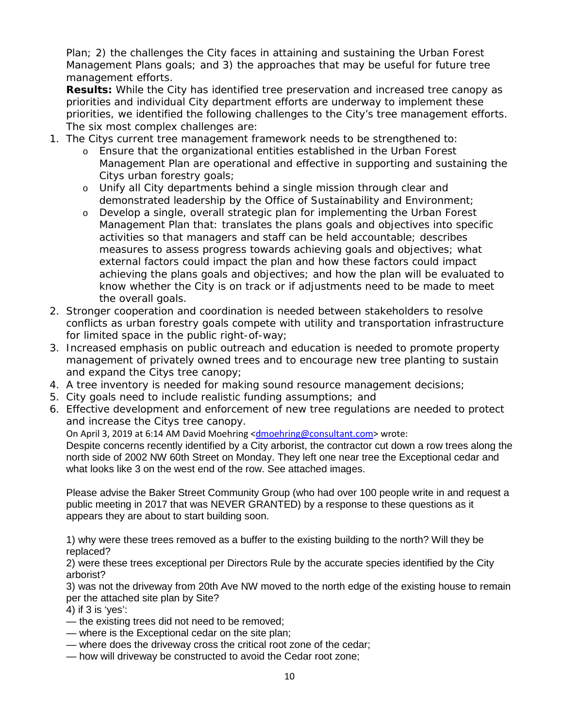Plan; 2) the challenges the City faces in attaining and sustaining the Urban Forest Management Plans goals; and 3) the approaches that may be useful for future tree management efforts.

**Results:** While the City has identified tree preservation and increased tree canopy as priorities and individual City department efforts are underway to implement these priorities, we identified the following challenges to the City's tree management efforts. The six most complex challenges are:

1. The Citys current tree management framework needs to be strengthened to:
   - Ensure that the organizational entities established in the Urban Forest Management Plan are operational and effective in supporting and sustaining the Citys urban forestry goals;
   - Unify all City departments behind a single mission through clear and demonstrated leadership by the Office of Sustainability and Environment;
   - Develop a single, overall strategic plan for implementing the Urban Forest Management Plan that: translates the plans goals and objectives into specific activities so that managers and staff can be held accountable; describes measures to assess progress towards achieving goals and objectives; what external factors could impact the plan and how these factors could impact achieving the plans goals and objectives; and how the plan will be evaluated to know whether the City is on track or if adjustments need to be made to meet the overall goals.
2. Stronger cooperation and coordination is needed between stakeholders to resolve conflicts as urban forestry goals compete with utility and transportation infrastructure for limited space in the public right-of-way;
3. Increased emphasis on public outreach and education is needed to promote property management of privately owned trees and to encourage new tree planting to sustain and expand the Citys tree canopy;
4. A tree inventory is needed for making sound resource management decisions;
5. City goals need to include realistic funding assumptions; and
6. Effective development and enforcement of new tree regulations are needed to protect and increase the Citys tree canopy.

On April 3, 2019 at 6:14 AM David Moehring <dmoehring@consultant.com> wrote:

Despite concerns recently identified by a City arborist, the contractor cut down a row trees along the north side of 2002 NW 60th Street on Monday. They left one near tree the Exceptional cedar and what looks like 3 on the west end of the row. See attached images.

Please advise the Baker Street Community Group (who had over 100 people write in and request a public meeting in 2017 that was NEVER GRANTED) by a response to these questions as it appears they are about to start building soon.

1) why were these trees removed as a buffer to the existing building to the north? Will they be replaced?

2) were these trees exceptional per Directors Rule by the accurate species identified by the City arborist?

3) was not the driveway from 20th Ave NW moved to the north edge of the existing house to remain per the attached site plan by Site?

4) if 3 is 'yes':

— the existing trees did not need to be removed;

— where is the Exceptional cedar on the site plan;

— where does the driveway cross the critical root zone of the cedar;

— how will driveway be constructed to avoid the Cedar root zone;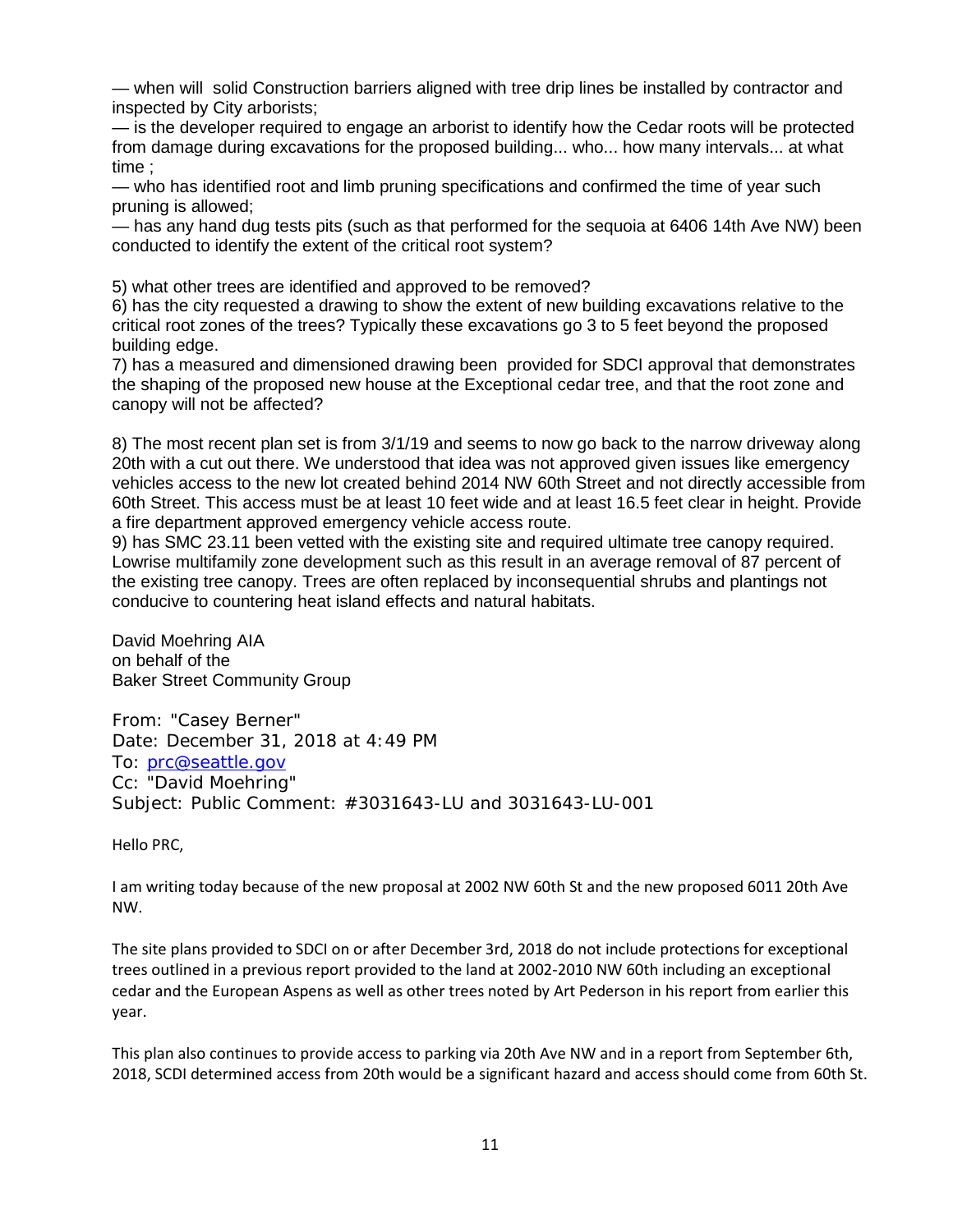— when will  solid Construction barriers aligned with tree drip lines be installed by contractor and inspected by City arborists;

— is the developer required to engage an arborist to identify how the Cedar roots will be protected from damage during excavations for the proposed building... who... how many intervals... at what time ;

— who has identified root and limb pruning specifications and confirmed the time of year such pruning is allowed;

— has any hand dug tests pits (such as that performed for the sequoia at 6406 14th Ave NW) been conducted to identify the extent of the critical root system?

5) what other trees are identified and approved to be removed?

6) has the city requested a drawing to show the extent of new building excavations relative to the critical root zones of the trees? Typically these excavations go 3 to 5 feet beyond the proposed building edge.

7) has a measured and dimensioned drawing been  provided for SDCI approval that demonstrates the shaping of the proposed new house at the Exceptional cedar tree, and that the root zone and canopy will not be affected?

8) The most recent plan set is from 3/1/19 and seems to now go back to the narrow driveway along 20th with a cut out there. We understood that idea was not approved given issues like emergency vehicles access to the new lot created behind 2014 NW 60th Street and not directly accessible from 60th Street. This access must be at least 10 feet wide and at least 16.5 feet clear in height. Provide a fire department approved emergency vehicle access route.

9) has SMC 23.11 been vetted with the existing site and required ultimate tree canopy required. Lowrise multifamily zone development such as this result in an average removal of 87 percent of the existing tree canopy. Trees are often replaced by inconsequential shrubs and plantings not conducive to countering heat island effects and natural habitats.

David Moehring AIA
on behalf of the
Baker Street Community Group

From: "Casey Berner"
Date: December 31, 2018 at 4:49 PM
To: prc@seattle.gov
Cc: "David Moehring"
Subject: Public Comment: #3031643-LU and 3031643-LU-001

Hello PRC,

I am writing today because of the new proposal at 2002 NW 60th St and the new proposed 6011 20th Ave NW.

The site plans provided to SDCI on or after December 3rd, 2018 do not include protections for exceptional trees outlined in a previous report provided to the land at 2002-2010 NW 60th including an exceptional cedar and the European Aspens as well as other trees noted by Art Pederson in his report from earlier this year.

This plan also continues to provide access to parking via 20th Ave NW and in a report from September 6th, 2018, SCDI determined access from 20th would be a significant hazard and access should come from 60th St.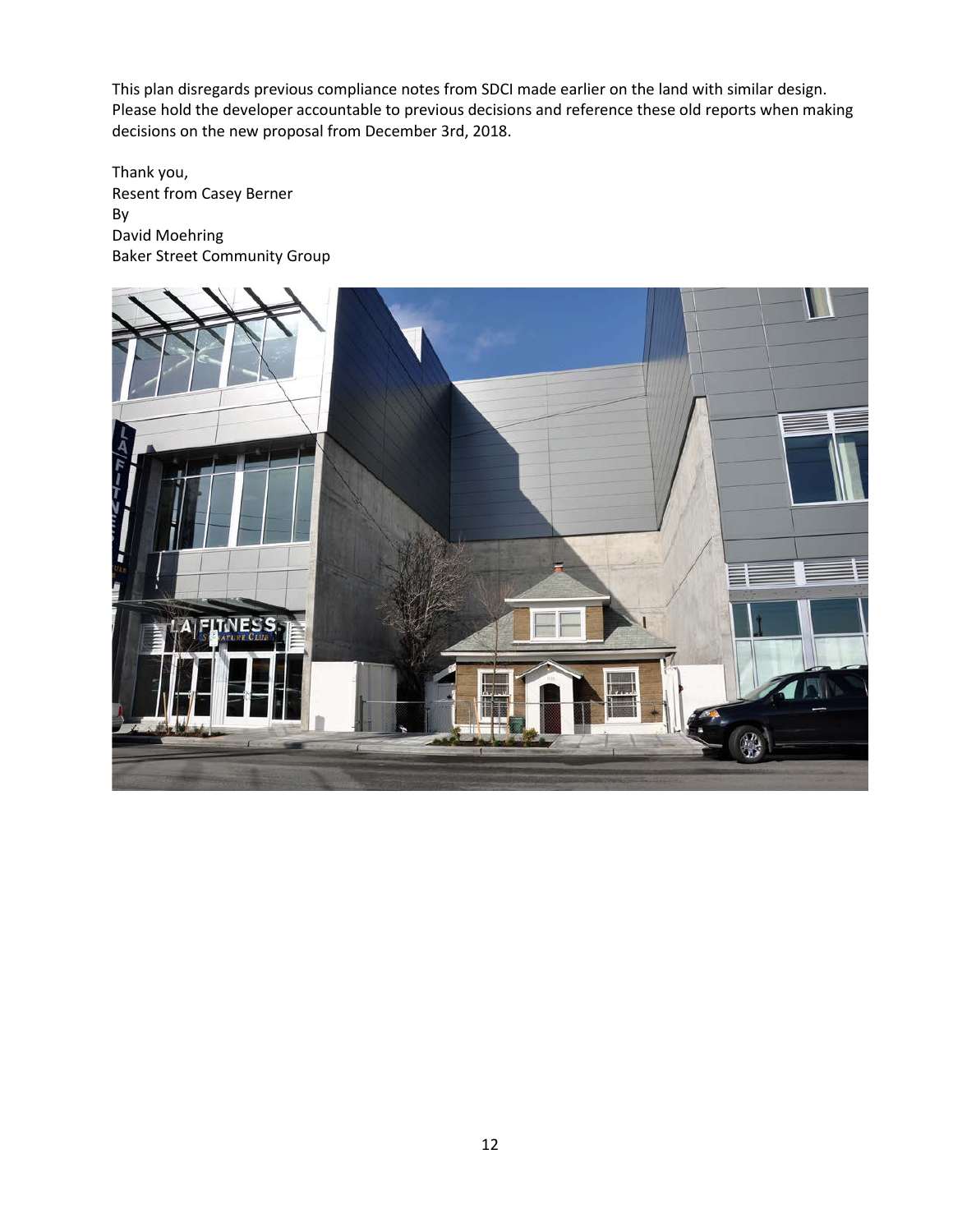This plan disregards previous compliance notes from SDCI made earlier on the land with similar design. Please hold the developer accountable to previous decisions and reference these old reports when making decisions on the new proposal from December 3rd, 2018.

Thank you,
Resent from Casey Berner
By
David Moehring
Baker Street Community Group